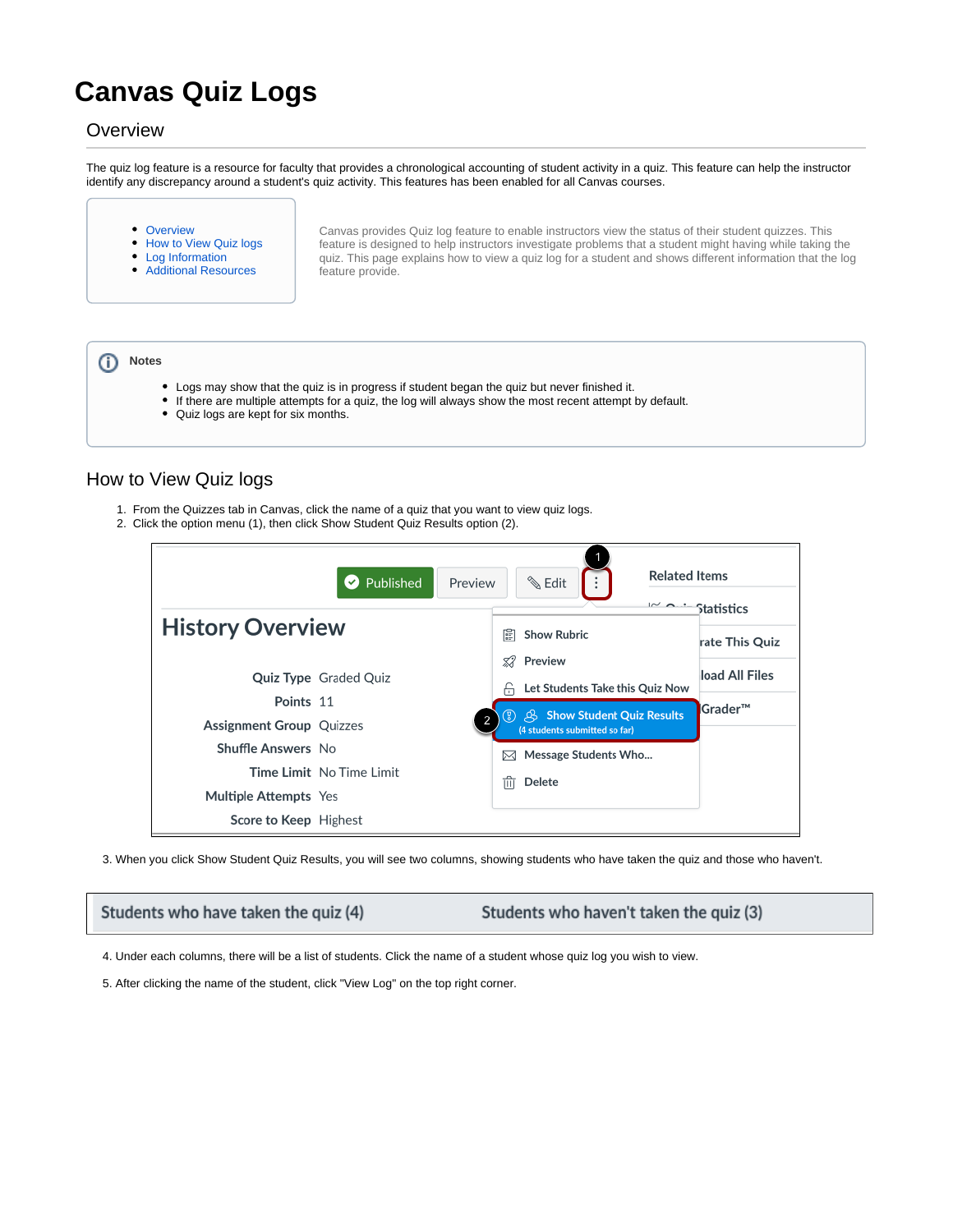# Canvas Quiz Logs

## Overview

The quiz log feature is a resource for faculty that provides a chronological accounting of student activity in a quiz. This feature can help the instructor identify any discrepancy around a student's quiz activity. This features has been enabled for all Canvas courses.

- Overview
- How to View Quiz logs
- Log Information
- Additional Resources

Canvas provides Quiz log feature to enable instructors view the status of their student quizzes. This feature is designed to help instructors investigate problems that a student might having while taking the quiz. This page explains how to view a quiz log for a student and shows different information that the log feature provide.

**Notes**

- Logs may show that the quiz is in progress if student began the quiz but never finished it.
- If there are multiple attempts for a quiz, the log will always show the most recent attempt by default.
- Quiz logs are kept for six months.

## How to View Quiz logs

1. From the Quizzes tab in Canvas, click the name of a quiz that you want to view quiz logs.
2. Click the option menu (1), then click Show Student Quiz Results option (2).

3. When you click Show Student Quiz Results, you will see two columns, showing students who have taken the quiz and those who haven't.

4. Under each columns, there will be a list of students. Click the name of a student whose quiz log you wish to view.

5. After clicking the name of the student, click "View Log" on the top right corner.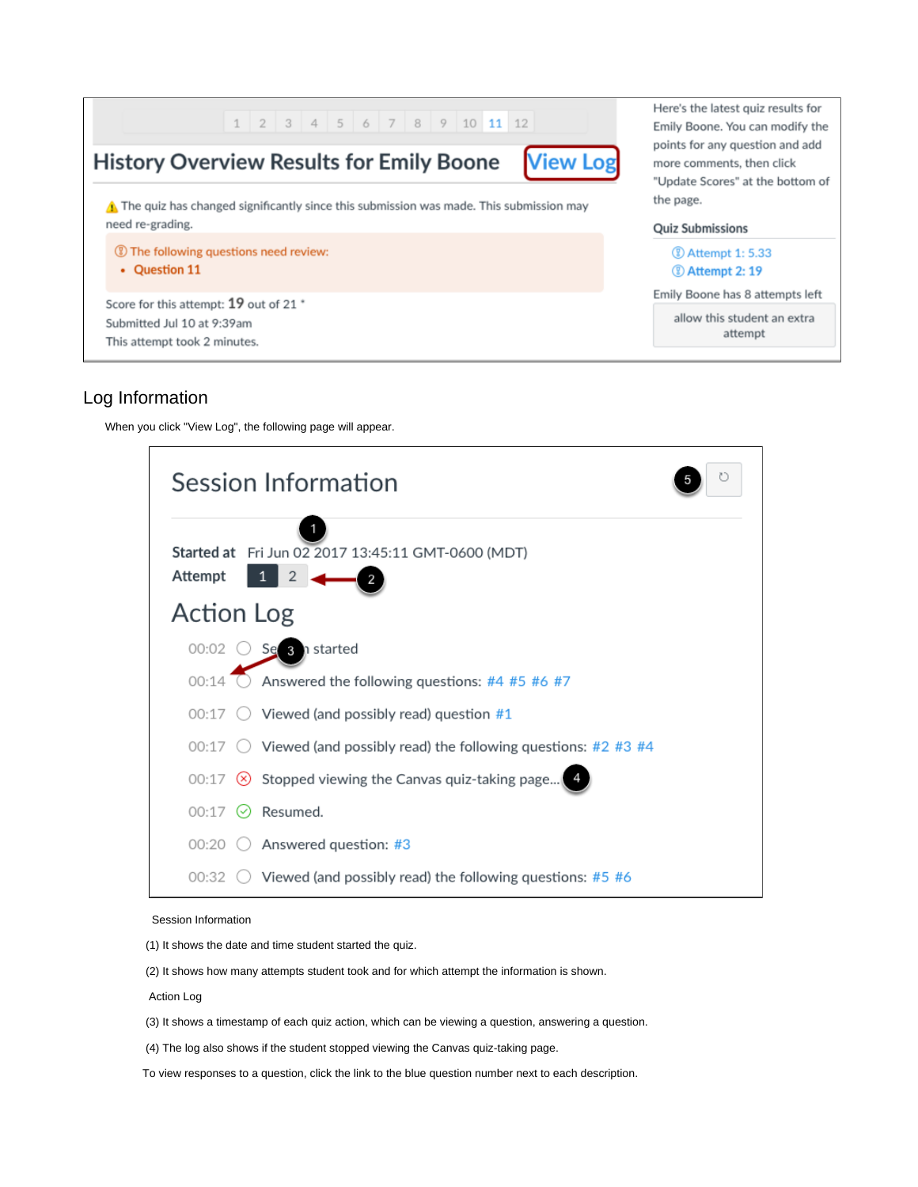## Log Information

When you click "View Log", the following page will appear.

Session Information

(1) It shows the date and time student started the quiz.

(2) It shows how many attempts student took and for which attempt the information is shown.

Action Log

(3) It shows a timestamp of each quiz action, which can be viewing a question, answering a question.

(4) The log also shows if the student stopped viewing the Canvas quiz-taking page.

To view responses to a question, click the link to the blue question number next to each description.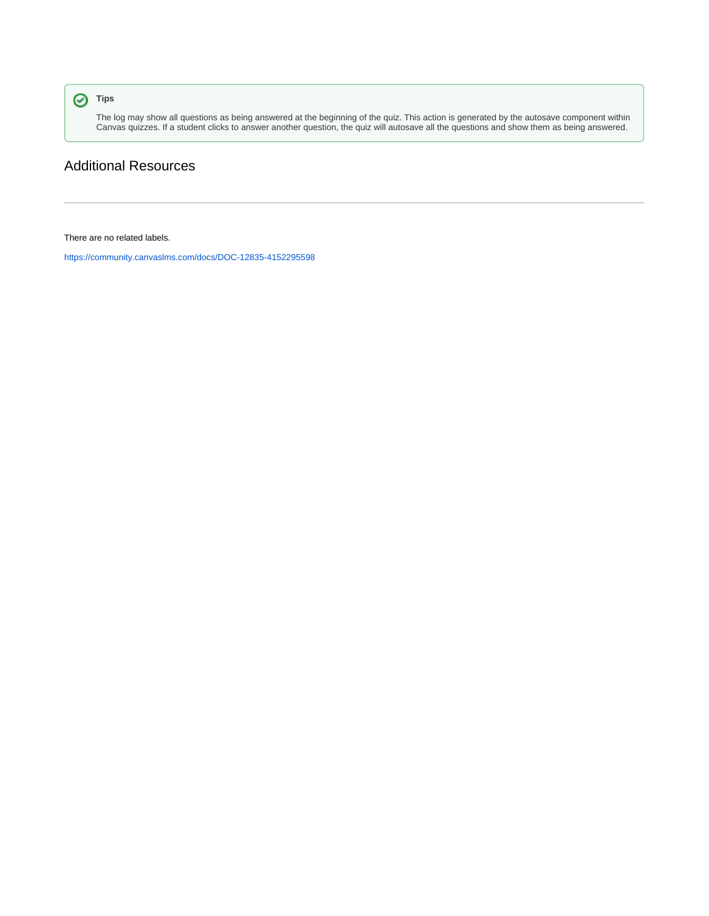**Tips**

The log may show all questions as being answered at the beginning of the quiz. This action is generated by the autosave component within Canvas quizzes. If a student clicks to answer another question, the quiz will autosave all the questions and show them as being answered.

## Additional Resources

---

There are no related labels.

https://community.canvaslms.com/docs/DOC-12835-4152295598